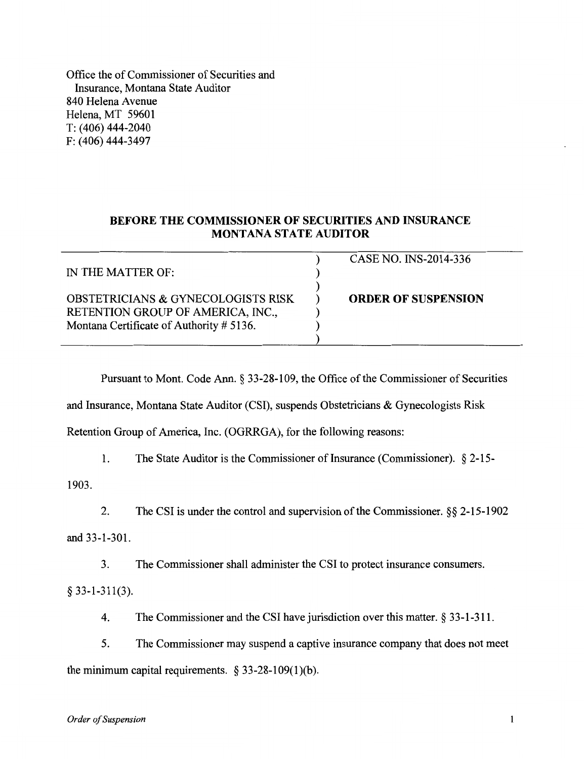Office the of Commissioner of Securities and
Insurance, Montana State Auditor
840 Helena Avenue
Helena, MT 59601
T: (406) 444-2040
F: (406) 444-3497

## BEFORE THE COMMISSIONER OF SECURITIES AND INSURANCE MONTANA STATE AUDITOR

| IN THE MATTER OF: | CASE NO. INS-2014-336 |
|---|---|
| OBSTETRICIANS & GYNECOLOGISTS RISK RETENTION GROUP OF AMERICA, INC., Montana Certificate of Authority # 5136. | **ORDER OF SUSPENSION** |

Pursuant to Mont. Code Ann. § 33-28-109, the Office of the Commissioner of Securities and Insurance, Montana State Auditor (CSI), suspends Obstetricians & Gynecologists Risk Retention Group of America, Inc. (OGRRGA), for the following reasons:

1. The State Auditor is the Commissioner of Insurance (Commissioner). § 2-15-1903.

2. The CSI is under the control and supervision of the Commissioner. §§ 2-15-1902 and 33-1-301.

3. The Commissioner shall administer the CSI to protect insurance consumers. § 33-1-311(3).

4. The Commissioner and the CSI have jurisdiction over this matter. § 33-1-311.

5. The Commissioner may suspend a captive insurance company that does not meet the minimum capital requirements. § 33-28-109(1)(b).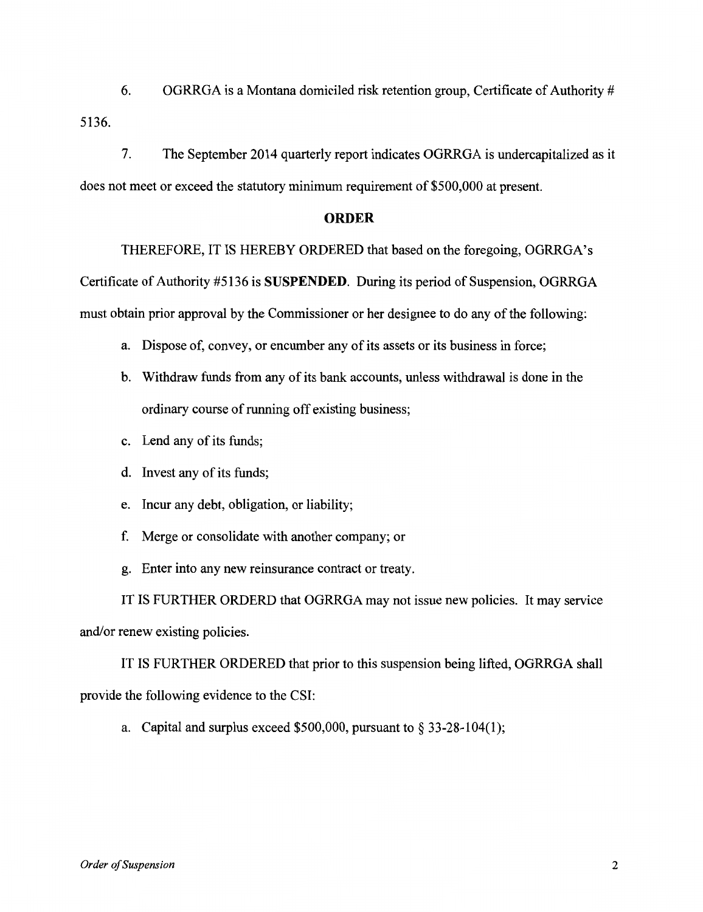6. OGRRGA is a Montana domiciled risk retention group, Certificate of Authority # 5136.

7. The September 2014 quarterly report indicates OGRRGA is undercapitalized as it does not meet or exceed the statutory minimum requirement of $500,000 at present.

## ORDER

THEREFORE, IT IS HEREBY ORDERED that based on the foregoing, OGRRGA's Certificate of Authority #5136 is **SUSPENDED**. During its period of Suspension, OGRRGA must obtain prior approval by the Commissioner or her designee to do any of the following:

a. Dispose of, convey, or encumber any of its assets or its business in force;

b. Withdraw funds from any of its bank accounts, unless withdrawal is done in the ordinary course of running off existing business;

c. Lend any of its funds;

d. Invest any of its funds;

e. Incur any debt, obligation, or liability;

f. Merge or consolidate with another company; or

g. Enter into any new reinsurance contract or treaty.

IT IS FURTHER ORDERD that OGRRGA may not issue new policies. It may service and/or renew existing policies.

IT IS FURTHER ORDERED that prior to this suspension being lifted, OGRRGA shall provide the following evidence to the CSI:

a. Capital and surplus exceed $500,000, pursuant to § 33-28-104(1);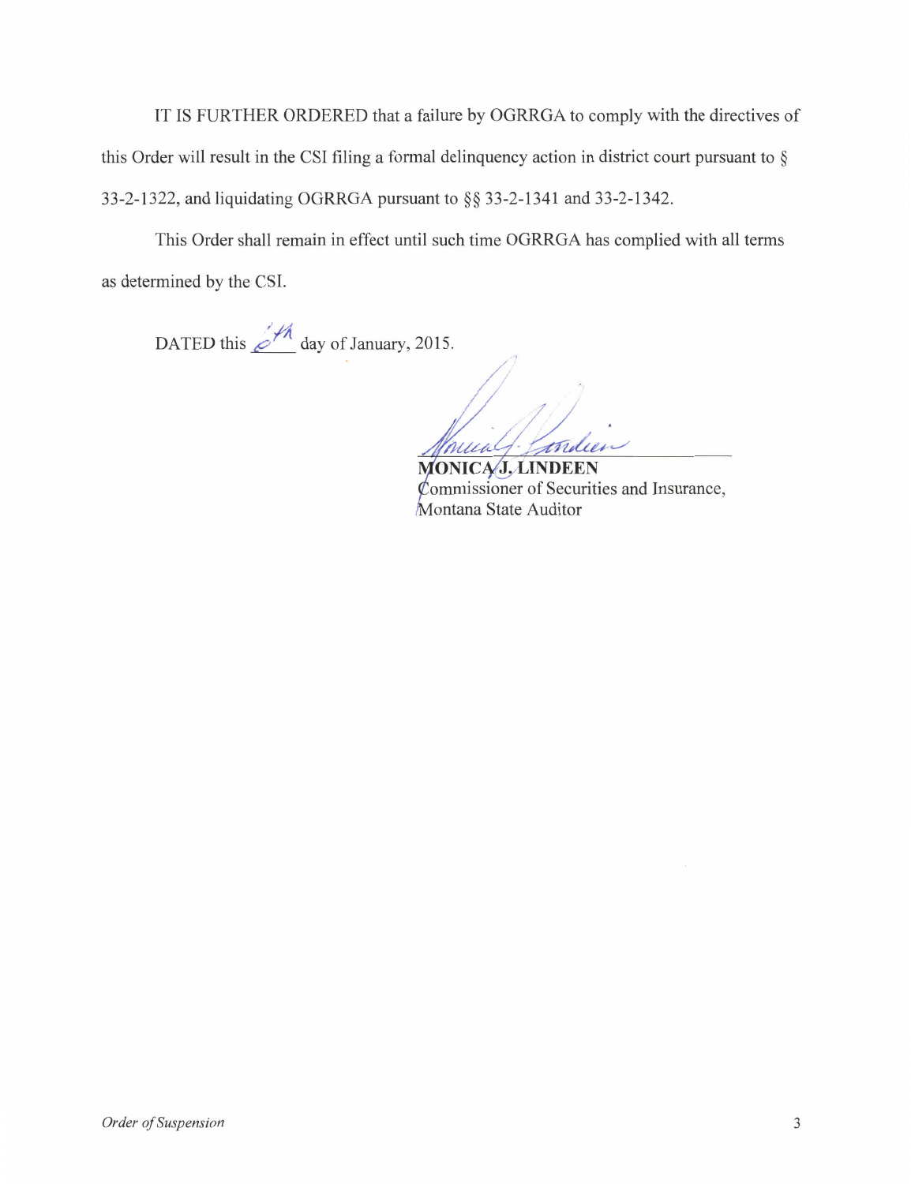IT IS FURTHER ORDERED that a failure by OGRRGA to comply with the directives of this Order will result in the CSI filing a formal delinquency action in district court pursuant to § 33-2-1322, and liquidating OGRRGA pursuant to §§ 33-2-1341 and 33-2-1342.

This Order shall remain in effect until such time OGRRGA has complied with all terms as determined by the CSI.

DATED this 6th day of January, 2015.

**MONICA J. LINDEEN**
Commissioner of Securities and Insurance,
Montana State Auditor

*Order of Suspension*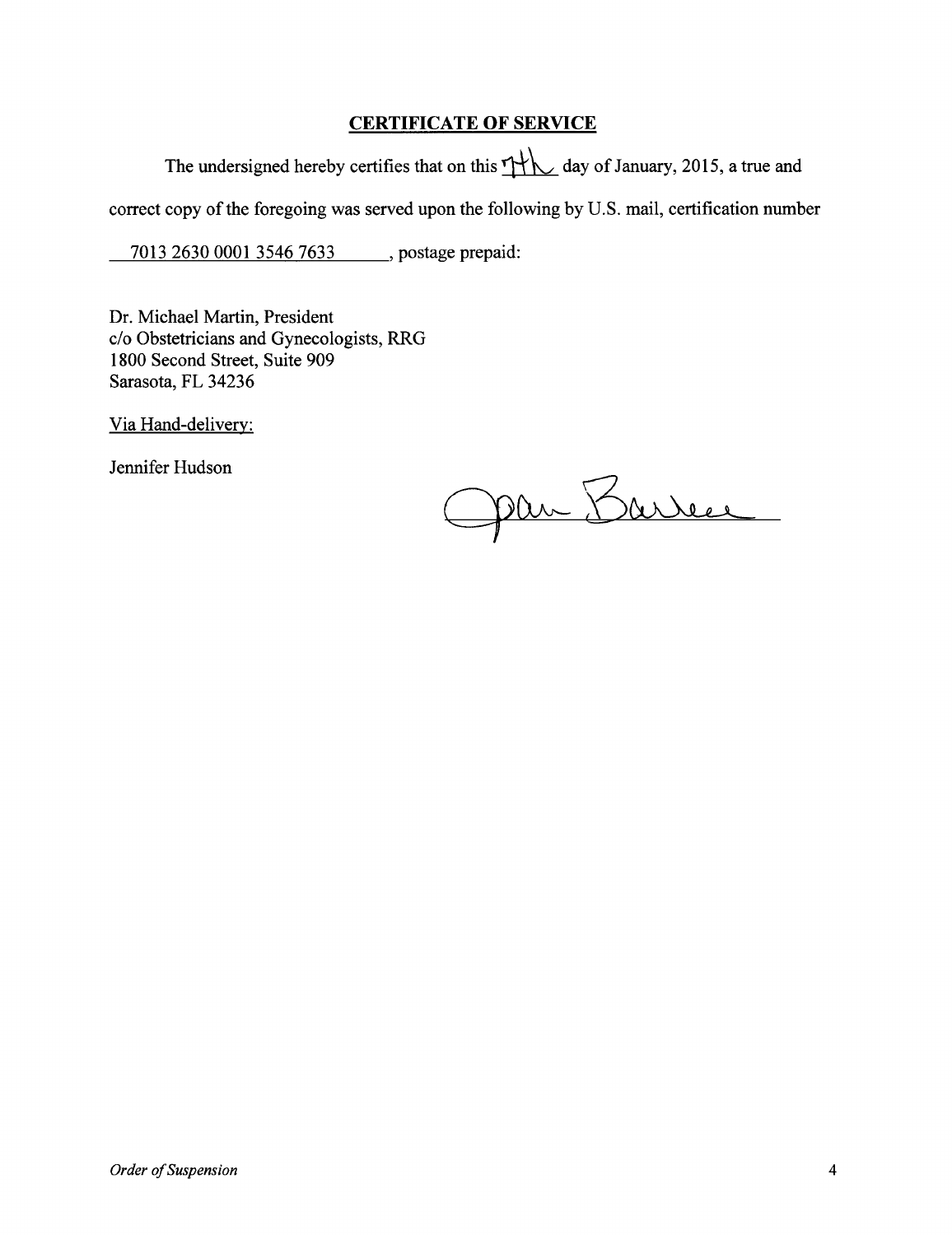## CERTIFICATE OF SERVICE

The undersigned hereby certifies that on this 7th day of January, 2015, a true and correct copy of the foregoing was served upon the following by U.S. mail, certification number 7013 2630 0001 3546 7633, postage prepaid:

Dr. Michael Martin, President
c/o Obstetricians and Gynecologists, RRG
1800 Second Street, Suite 909
Sarasota, FL 34236

Via Hand-delivery:

Jennifer Hudson

Jan Barber

*Order of Suspension*